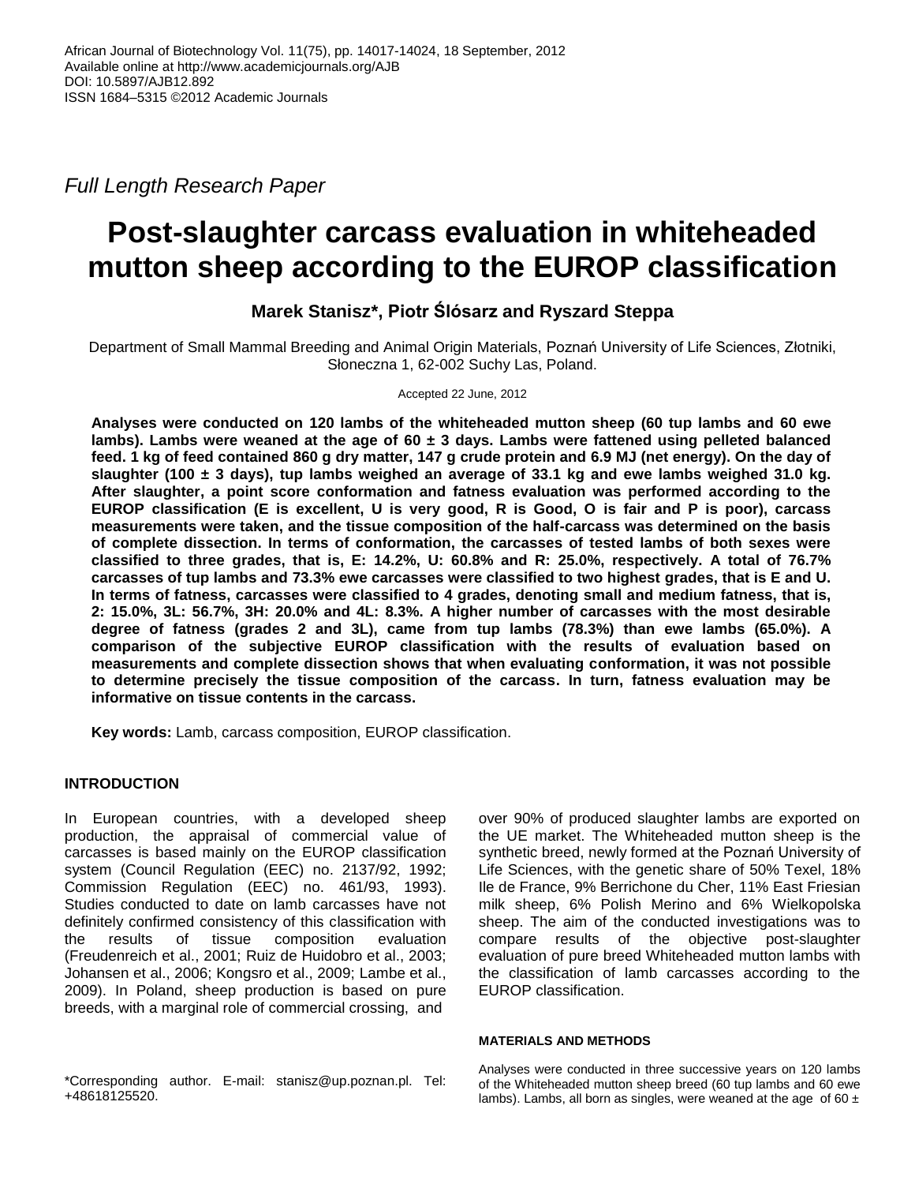*Full Length Research Paper*

# Post-slaughter carcass evaluation in whiteheaded mutton sheep according to the EUROP classification

**Marek Stanisz*, Piotr Ślósarz and Ryszard Steppa**

Department of Small Mammal Breeding and Animal Origin Materials, Poznań University of Life Sciences, Złotniki, Słoneczna 1, 62-002 Suchy Las, Poland.

Accepted 22 June, 2012

**Analyses were conducted on 120 lambs of the whiteheaded mutton sheep (60 tup lambs and 60 ewe lambs). Lambs were weaned at the age of 60 ± 3 days. Lambs were fattened using pelleted balanced feed. 1 kg of feed contained 860 g dry matter, 147 g crude protein and 6.9 MJ (net energy). On the day of slaughter (100 ± 3 days), tup lambs weighed an average of 33.1 kg and ewe lambs weighed 31.0 kg. After slaughter, a point score conformation and fatness evaluation was performed according to the EUROP classification (E is excellent, U is very good, R is Good, O is fair and P is poor), carcass measurements were taken, and the tissue composition of the half-carcass was determined on the basis of complete dissection. In terms of conformation, the carcasses of tested lambs of both sexes were classified to three grades, that is, E: 14.2%, U: 60.8% and R: 25.0%, respectively. A total of 76.7% carcasses of tup lambs and 73.3% ewe carcasses were classified to two highest grades, that is E and U. In terms of fatness, carcasses were classified to 4 grades, denoting small and medium fatness, that is, 2: 15.0%, 3L: 56.7%, 3H: 20.0% and 4L: 8.3%. A higher number of carcasses with the most desirable degree of fatness (grades 2 and 3L), came from tup lambs (78.3%) than ewe lambs (65.0%). A comparison of the subjective EUROP classification with the results of evaluation based on measurements and complete dissection shows that when evaluating conformation, it was not possible to determine precisely the tissue composition of the carcass. In turn, fatness evaluation may be informative on tissue contents in the carcass.**

**Key words:** Lamb, carcass composition, EUROP classification.

## INTRODUCTION

In European countries, with a developed sheep production, the appraisal of commercial value of carcasses is based mainly on the EUROP classification system (Council Regulation (EEC) no. 2137/92, 1992; Commission Regulation (EEC) no. 461/93, 1993). Studies conducted to date on lamb carcasses have not definitely confirmed consistency of this classification with the results of tissue composition evaluation (Freudenreich et al., 2001; Ruiz de Huidobro et al., 2003; Johansen et al., 2006; Kongsro et al., 2009; Lambe et al., 2009). In Poland, sheep production is based on pure breeds, with a marginal role of commercial crossing, and over 90% of produced slaughter lambs are exported on the UE market. The Whiteheaded mutton sheep is the synthetic breed, newly formed at the Poznań University of Life Sciences, with the genetic share of 50% Texel, 18% Ile de France, 9% Berrichone du Cher, 11% East Friesian milk sheep, 6% Polish Merino and 6% Wielkopolska sheep. The aim of the conducted investigations was to compare results of the objective post-slaughter evaluation of pure breed Whiteheaded mutton lambs with the classification of lamb carcasses according to the EUROP classification.

## MATERIALS AND METHODS

Analyses were conducted in three successive years on 120 lambs of the Whiteheaded mutton sheep breed (60 tup lambs and 60 ewe lambs). Lambs, all born as singles, were weaned at the age of 60 ±

*Corresponding author. E-mail: stanisz@up.poznan.pl. Tel: +48618125520.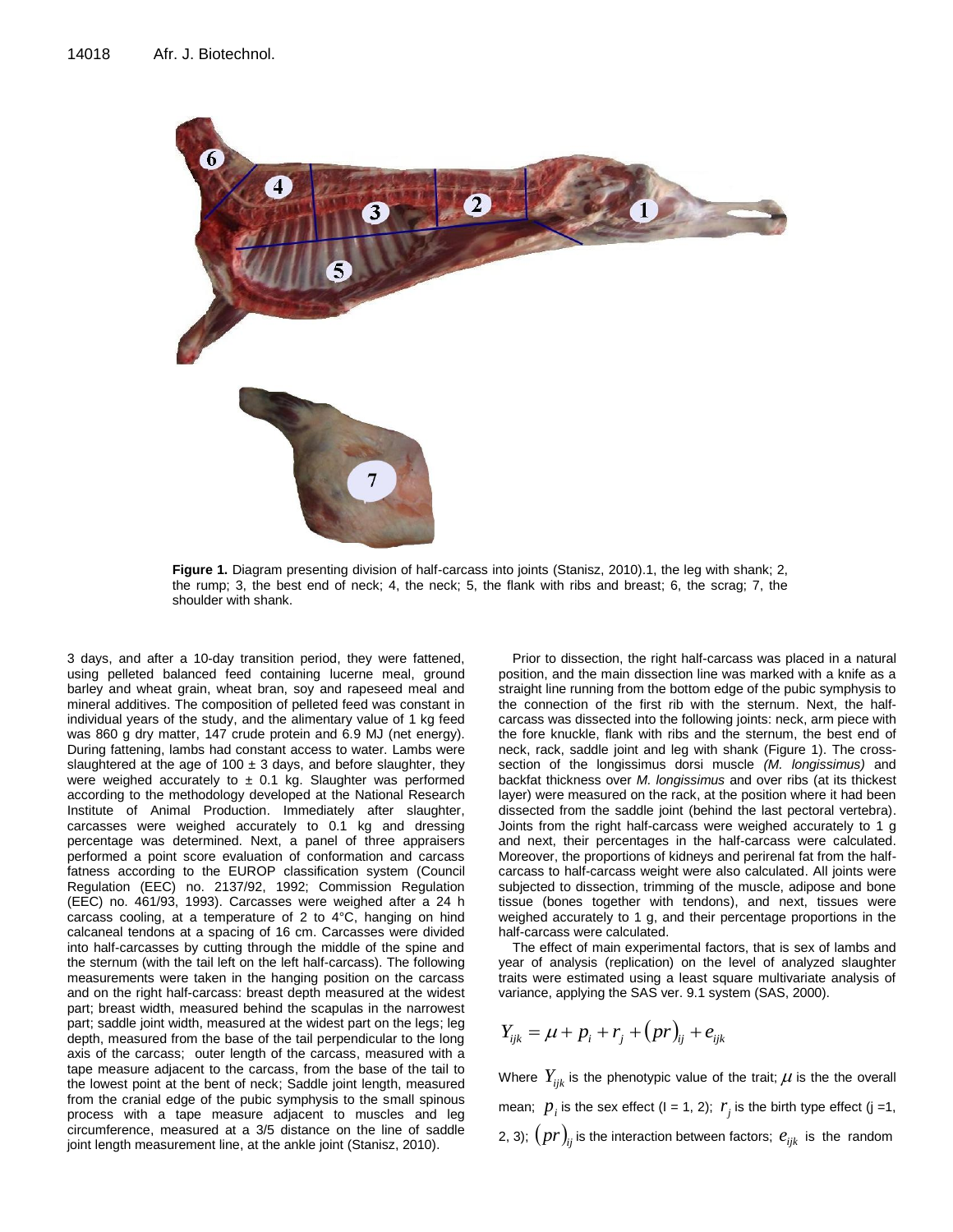**Figure 1.** Diagram presenting division of half-carcass into joints (Stanisz, 2010).1, the leg with shank; 2, the rump; 3, the best end of neck; 4, the neck; 5, the flank with ribs and breast; 6, the scrag; 7, the shoulder with shank.

3 days, and after a 10-day transition period, they were fattened, using pelleted balanced feed containing lucerne meal, ground barley and wheat grain, wheat bran, soy and rapeseed meal and mineral additives. The composition of pelleted feed was constant in individual years of the study, and the alimentary value of 1 kg feed was 860 g dry matter, 147 crude protein and 6.9 MJ (net energy). During fattening, lambs had constant access to water. Lambs were slaughtered at the age of 100 ± 3 days, and before slaughter, they were weighed accurately to ± 0.1 kg. Slaughter was performed according to the methodology developed at the National Research Institute of Animal Production. Immediately after slaughter, carcasses were weighed accurately to 0.1 kg and dressing percentage was determined. Next, a panel of three appraisers performed a point score evaluation of conformation and carcass fatness according to the EUROP classification system (Council Regulation (EEC) no. 2137/92, 1992; Commission Regulation (EEC) no. 461/93, 1993). Carcasses were weighed after a 24 h carcass cooling, at a temperature of 2 to 4°C, hanging on hind calcaneal tendons at a spacing of 16 cm. Carcasses were divided into half-carcasses by cutting through the middle of the spine and the sternum (with the tail left on the left half-carcass). The following measurements were taken in the hanging position on the carcass and on the right half-carcass: breast depth measured at the widest part; breast width, measured behind the scapulas in the narrowest part; saddle joint width, measured at the widest part on the legs; leg depth, measured from the base of the tail perpendicular to the long axis of the carcass; outer length of the carcass, measured with a tape measure adjacent to the carcass, from the base of the tail to the lowest point at the bent of neck; Saddle joint length, measured from the cranial edge of the pubic symphysis to the small spinous process with a tape measure adjacent to muscles and leg circumference, measured at a 3/5 distance on the line of saddle joint length measurement line, at the ankle joint (Stanisz, 2010).

Prior to dissection, the right half-carcass was placed in a natural position, and the main dissection line was marked with a knife as a straight line running from the bottom edge of the pubic symphysis to the connection of the first rib with the sternum. Next, the half-carcass was dissected into the following joints: neck, arm piece with the fore knuckle, flank with ribs and the sternum, the best end of neck, rack, saddle joint and leg with shank (Figure 1). The cross-section of the longissimus dorsi muscle *(M. longissimus)* and backfat thickness over *M. longissimus* and over ribs (at its thickest layer) were measured on the rack, at the position where it had been dissected from the saddle joint (behind the last pectoral vertebra). Joints from the right half-carcass were weighed accurately to 1 g and next, their percentages in the half-carcass were calculated. Moreover, the proportions of kidneys and perirenal fat from the half-carcass to half-carcass weight were also calculated. All joints were subjected to dissection, trimming of the muscle, adipose and bone tissue (bones together with tendons), and next, tissues were weighed accurately to 1 g, and their percentage proportions in the half-carcass were calculated.

The effect of main experimental factors, that is sex of lambs and year of analysis (replication) on the level of analyzed slaughter traits were estimated using a least square multivariate analysis of variance, applying the SAS ver. 9.1 system (SAS, 2000).

$$Y_{ijk} = \mu + p_i + r_j + (pr)_{ij} + e_{ijk}$$

Where $Y_{ijk}$ is the phenotypic value of the trait; $\mu$ is the the overall mean; $p_i$ is the sex effect (I = 1, 2); $r_j$ is the birth type effect (j =1, 2, 3); $(pr)_{ij}$ is the interaction between factors; $e_{ijk}$ is the random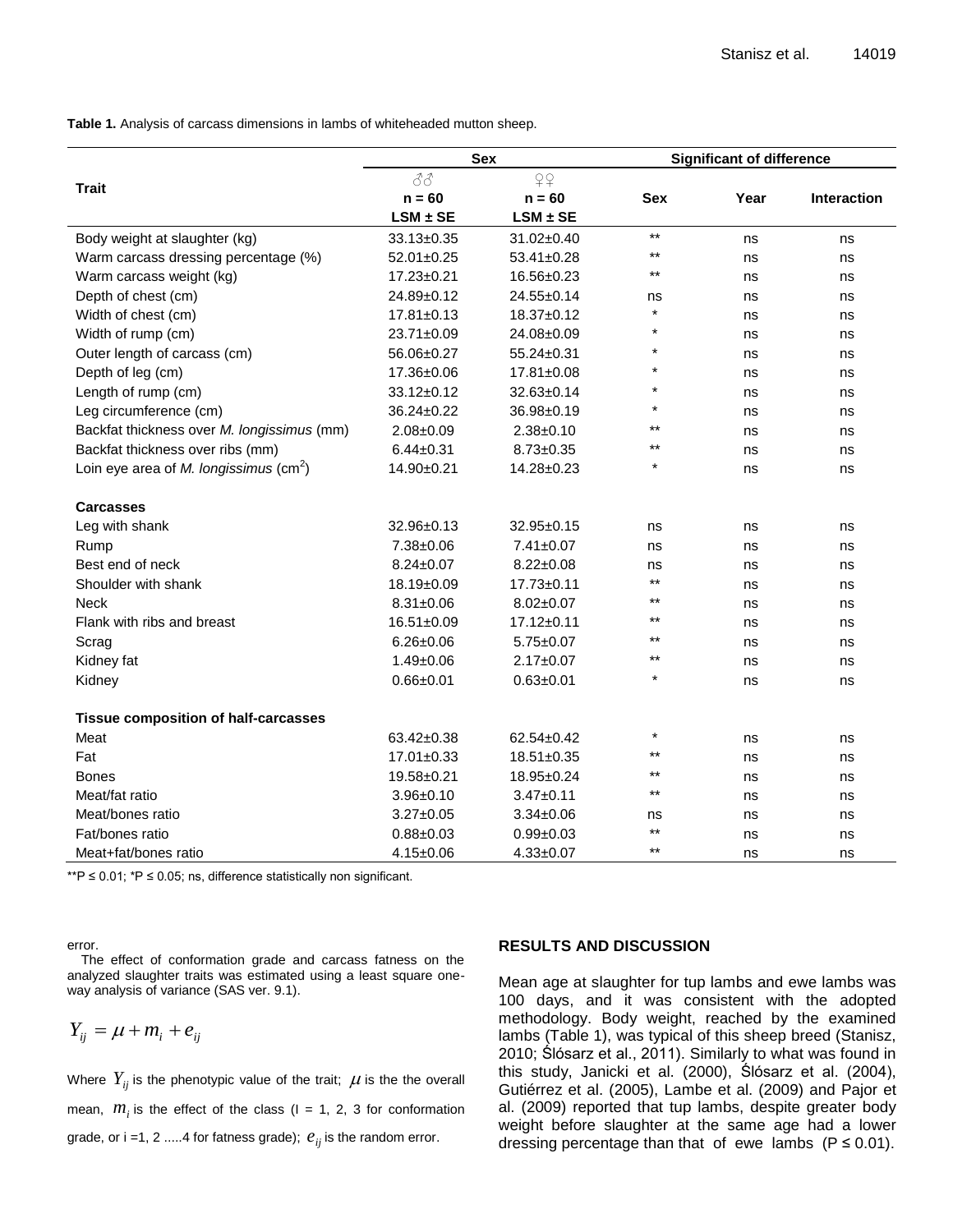**Table 1.** Analysis of carcass dimensions in lambs of whiteheaded mutton sheep.

| Trait | Sex | | Significant of difference | | |
|---|---|---|---|---|---|
| | ♂♂ n = 60 LSM ± SE | ♀♀ n = 60 LSM ± SE | Sex | Year | Interaction |
| Body weight at slaughter (kg) | 33.13±0.35 | 31.02±0.40 | ** | ns | ns |
| Warm carcass dressing percentage (%) | 52.01±0.25 | 53.41±0.28 | ** | ns | ns |
| Warm carcass weight (kg) | 17.23±0.21 | 16.56±0.23 | ** | ns | ns |
| Depth of chest (cm) | 24.89±0.12 | 24.55±0.14 | ns | ns | ns |
| Width of chest (cm) | 17.81±0.13 | 18.37±0.12 | * | ns | ns |
| Width of rump (cm) | 23.71±0.09 | 24.08±0.09 | * | ns | ns |
| Outer length of carcass (cm) | 56.06±0.27 | 55.24±0.31 | * | ns | ns |
| Depth of leg (cm) | 17.36±0.06 | 17.81±0.08 | * | ns | ns |
| Length of rump (cm) | 33.12±0.12 | 32.63±0.14 | * | ns | ns |
| Leg circumference (cm) | 36.24±0.22 | 36.98±0.19 | * | ns | ns |
| Backfat thickness over *M. longissimus* (mm) | 2.08±0.09 | 2.38±0.10 | ** | ns | ns |
| Backfat thickness over ribs (mm) | 6.44±0.31 | 8.73±0.35 | ** | ns | ns |
| Loin eye area of *M. longissimus* ($cm^2$) | 14.90±0.21 | 14.28±0.23 | * | ns | ns |
| **Carcasses** | | | | | |
| Leg with shank | 32.96±0.13 | 32.95±0.15 | ns | ns | ns |
| Rump | 7.38±0.06 | 7.41±0.07 | ns | ns | ns |
| Best end of neck | 8.24±0.07 | 8.22±0.08 | ns | ns | ns |
| Shoulder with shank | 18.19±0.09 | 17.73±0.11 | ** | ns | ns |
| Neck | 8.31±0.06 | 8.02±0.07 | ** | ns | ns |
| Flank with ribs and breast | 16.51±0.09 | 17.12±0.11 | ** | ns | ns |
| Scrag | 6.26±0.06 | 5.75±0.07 | ** | ns | ns |
| Kidney fat | 1.49±0.06 | 2.17±0.07 | ** | ns | ns |
| Kidney | 0.66±0.01 | 0.63±0.01 | * | ns | ns |
| **Tissue composition of half-carcasses** | | | | | |
| Meat | 63.42±0.38 | 62.54±0.42 | * | ns | ns |
| Fat | 17.01±0.33 | 18.51±0.35 | ** | ns | ns |
| Bones | 19.58±0.21 | 18.95±0.24 | ** | ns | ns |
| Meat/fat ratio | 3.96±0.10 | 3.47±0.11 | ** | ns | ns |
| Meat/bones ratio | 3.27±0.05 | 3.34±0.06 | ns | ns | ns |
| Fat/bones ratio | 0.88±0.03 | 0.99±0.03 | ** | ns | ns |
| Meat+fat/bones ratio | 4.15±0.06 | 4.33±0.07 | ** | ns | ns |

**$P \le 0.01$; *$P \le 0.05$; ns, difference statistically non significant.

error.

The effect of conformation grade and carcass fatness on the analyzed slaughter traits was estimated using a least square one-way analysis of variance (SAS ver. 9.1).

$$Y_{ij} = \mu + m_i + e_{ij}$$

Where $Y_{ij}$ is the phenotypic value of the trait; $\mu$ is the the overall mean, $m_i$ is the effect of the class (I = 1, 2, 3 for conformation grade, or i =1, 2 .....4 for fatness grade); $e_{ij}$ is the random error.

## RESULTS AND DISCUSSION

Mean age at slaughter for tup lambs and ewe lambs was 100 days, and it was consistent with the adopted methodology. Body weight, reached by the examined lambs (Table 1), was typical of this sheep breed (Stanisz, 2010; Ślósarz et al., 2011). Similarly to what was found in this study, Janicki et al. (2000), Ślósarz et al. (2004), Gutiérrez et al. (2005), Lambe et al. (2009) and Pajor et al. (2009) reported that tup lambs, despite greater body weight before slaughter at the same age had a lower dressing percentage than that of ewe lambs ($P \le 0.01$).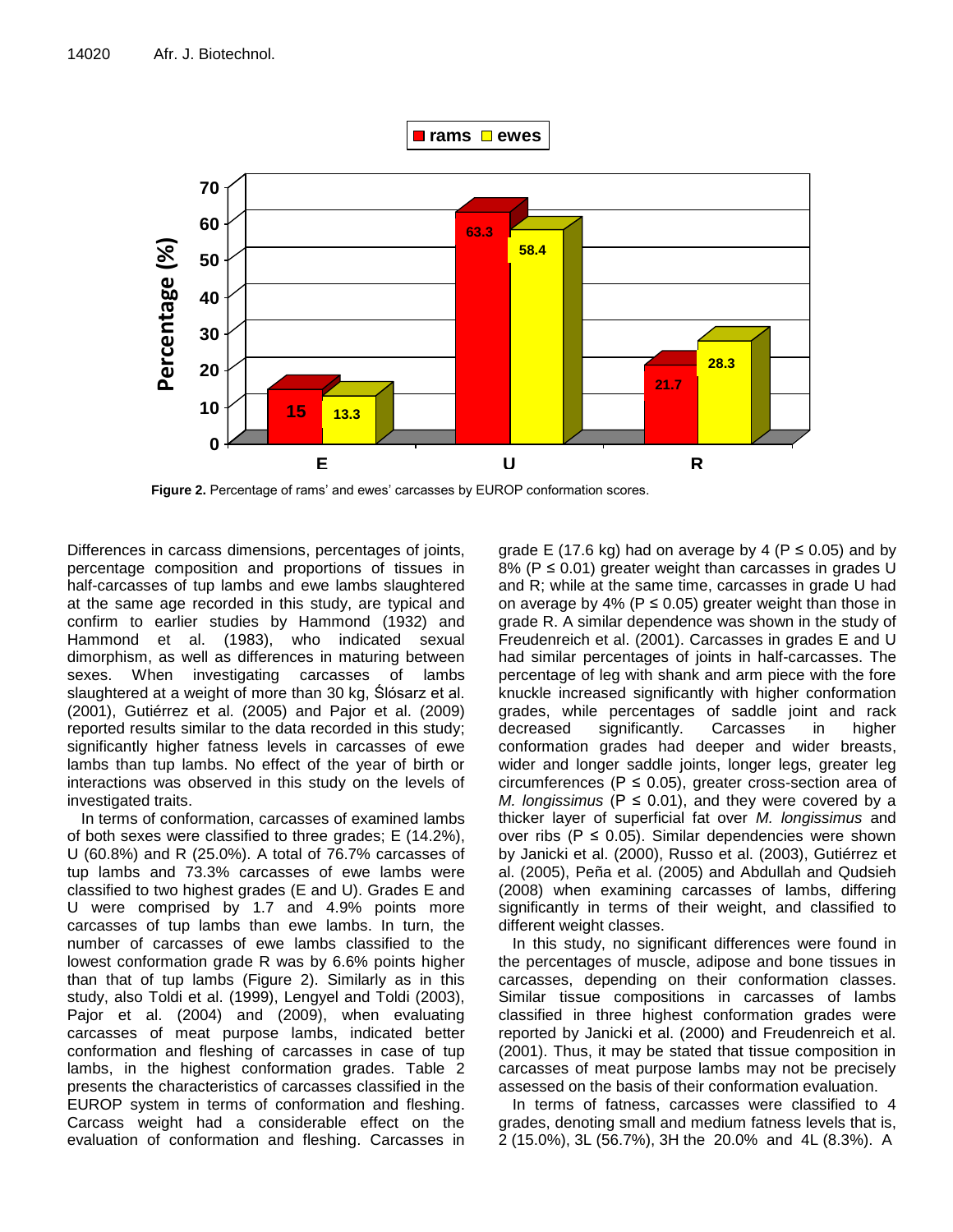**Figure 2.** Percentage of rams' and ewes' carcasses by EUROP conformation scores.

Differences in carcass dimensions, percentages of joints, percentage composition and proportions of tissues in half-carcasses of tup lambs and ewe lambs slaughtered at the same age recorded in this study, are typical and confirm to earlier studies by Hammond (1932) and Hammond et al. (1983), who indicated sexual dimorphism, as well as differences in maturing between sexes. When investigating carcasses of lambs slaughtered at a weight of more than 30 kg, Ślósarz et al. (2001), Gutiérrez et al. (2005) and Pajor et al. (2009) reported results similar to the data recorded in this study; significantly higher fatness levels in carcasses of ewe lambs than tup lambs. No effect of the year of birth or interactions was observed in this study on the levels of investigated traits.

In terms of conformation, carcasses of examined lambs of both sexes were classified to three grades; E (14.2%), U (60.8%) and R (25.0%). A total of 76.7% carcasses of tup lambs and 73.3% carcasses of ewe lambs were classified to two highest grades (E and U). Grades E and U were comprised by 1.7 and 4.9% points more carcasses of tup lambs than ewe lambs. In turn, the number of carcasses of ewe lambs classified to the lowest conformation grade R was by 6.6% points higher than that of tup lambs (Figure 2). Similarly as in this study, also Toldi et al. (1999), Lengyel and Toldi (2003), Pajor et al. (2004) and (2009), when evaluating carcasses of meat purpose lambs, indicated better conformation and fleshing of carcasses in case of tup lambs, in the highest conformation grades. Table 2 presents the characteristics of carcasses classified in the EUROP system in terms of conformation and fleshing. Carcass weight had a considerable effect on the evaluation of conformation and fleshing. Carcasses in grade E (17.6 kg) had on average by 4 ($P \leq 0.05$) and by 8% ($P \leq 0.01$) greater weight than carcasses in grades U and R; while at the same time, carcasses in grade U had on average by 4% ($P \leq 0.05$) greater weight than those in grade R. A similar dependence was shown in the study of Freudenreich et al. (2001). Carcasses in grades E and U had similar percentages of joints in half-carcasses. The percentage of leg with shank and arm piece with the fore knuckle increased significantly with higher conformation grades, while percentages of saddle joint and rack decreased significantly. Carcasses in higher conformation grades had deeper and wider breasts, wider and longer saddle joints, longer legs, greater leg circumferences ($P \leq 0.05$), greater cross-section area of *M. longissimus* ($P \leq 0.01$), and they were covered by a thicker layer of superficial fat over *M. longissimus* and over ribs ($P \leq 0.05$). Similar dependencies were shown by Janicki et al. (2000), Russo et al. (2003), Gutiérrez et al. (2005), Peña et al. (2005) and Abdullah and Qudsieh (2008) when examining carcasses of lambs, differing significantly in terms of their weight, and classified to different weight classes.

In this study, no significant differences were found in the percentages of muscle, adipose and bone tissues in carcasses, depending on their conformation classes. Similar tissue compositions in carcasses of lambs classified in three highest conformation grades were reported by Janicki et al. (2000) and Freudenreich et al. (2001). Thus, it may be stated that tissue composition in carcasses of meat purpose lambs may not be precisely assessed on the basis of their conformation evaluation.

In terms of fatness, carcasses were classified to 4 grades, denoting small and medium fatness levels that is, 2 (15.0%), 3L (56.7%), 3H the 20.0% and 4L (8.3%). A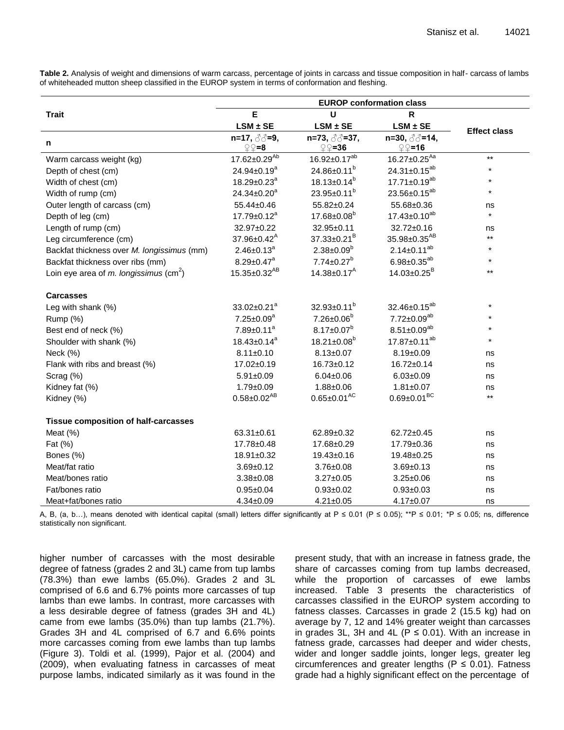**Table 2.** Analysis of weight and dimensions of warm carcass, percentage of joints in carcass and tissue composition in half- carcass of lambs of whiteheaded mutton sheep classified in the EUROP system in terms of conformation and fleshing.

| Trait | EUROP conformation class | | | Effect class |
|---|---|---|---|---|
| | E | U | R | |
| | LSM ± SE | LSM ± SE | LSM ± SE | |
| n | n=17, ♂♂=9, ♀♀=8 | n=73, ♂♂=37, ♀♀=36 | n=30, ♂♂=14, ♀♀=16 | |
| Warm carcass weight (kg) | $17.62±0.29^{Ab}$ | $16.92±0.17^{ab}$ | $16.27±0.25^{Aa}$ | ** |
| Depth of chest (cm) | $24.94±0.19^{a}$ | $24.86±0.11^{b}$ | $24.31±0.15^{ab}$ | * |
| Width of chest (cm) | $18.29±0.23^{a}$ | $18.13±0.14^{b}$ | $17.71±0.19^{ab}$ | * |
| Width of rump (cm) | $24.34±0.20^{a}$ | $23.95±0.11^{b}$ | $23.56±0.15^{ab}$ | * |
| Outer length of carcass (cm) | 55.44±0.46 | 55.82±0.24 | 55.68±0.36 | ns |
| Depth of leg (cm) | $17.79±0.12^{a}$ | $17.68±0.08^{b}$ | $17.43±0.10^{ab}$ | * |
| Length of rump (cm) | 32.97±0.22 | 32.95±0.11 | 32.72±0.16 | ns |
| Leg circumference (cm) | $37.96±0.42^{A}$ | $37.33±0.21^{B}$ | $35.98±0.35^{AB}$ | ** |
| Backfat thickness over *M. longissimus* (mm) | $2.46±0.13^{a}$ | $2.38±0.09^{b}$ | $2.14±0.11^{ab}$ | * |
| Backfat thickness over ribs (mm) | $8.29±0.47^{a}$ | $7.74±0.27^{b}$ | $6.98±0.35^{ab}$ | * |
| Loin eye area of *m. longissimus* ($cm^2$) | $15.35±0.32^{AB}$ | $14.38±0.17^{A}$ | $14.03±0.25^{B}$ | ** |
| **Carcasses** | | | | |
| Leg with shank (%) | $33.02±0.21^{a}$ | $32.93±0.11^{b}$ | $32.46±0.15^{ab}$ | * |
| Rump (%) | $7.25±0.09^{a}$ | $7.26±0.06^{b}$ | $7.72±0.09^{ab}$ | * |
| Best end of neck (%) | $7.89±0.11^{a}$ | $8.17±0.07^{b}$ | $8.51±0.09^{ab}$ | * |
| Shoulder with shank (%) | $18.43±0.14^{a}$ | $18.21±0.08^{b}$ | $17.87±0.11^{ab}$ | * |
| Neck (%) | 8.11±0.10 | 8.13±0.07 | 8.19±0.09 | ns |
| Flank with ribs and breast (%) | 17.02±0.19 | 16.73±0.12 | 16.72±0.14 | ns |
| Scrag (%) | 5.91±0.09 | 6.04±0.06 | 6.03±0.09 | ns |
| Kidney fat (%) | 1.79±0.09 | 1.88±0.06 | 1.81±0.07 | ns |
| Kidney (%) | $0.58±0.02^{AB}$ | $0.65±0.01^{AC}$ | $0.69±0.01^{BC}$ | ** |
| **Tissue composition of half-carcasses** | | | | |
| Meat (%) | 63.31±0.61 | 62.89±0.32 | 62.72±0.45 | ns |
| Fat (%) | 17.78±0.48 | 17.68±0.29 | 17.79±0.36 | ns |
| Bones (%) | 18.91±0.32 | 19.43±0.16 | 19.48±0.25 | ns |
| Meat/fat ratio | 3.69±0.12 | 3.76±0.08 | 3.69±0.13 | ns |
| Meat/bones ratio | 3.38±0.08 | 3.27±0.05 | 3.25±0.06 | ns |
| Fat/bones ratio | 0.95±0.04 | 0.93±0.02 | 0.93±0.03 | ns |
| Meat+fat/bones ratio | 4.34±0.09 | 4.21±0.05 | 4.17±0.07 | ns |

A, B, (a, b…), means denoted with identical capital (small) letters differ significantly at P ≤ 0.01 (P ≤ 0.05); **P ≤ 0.01; *P ≤ 0.05; ns, difference statistically non significant.

higher number of carcasses with the most desirable degree of fatness (grades 2 and 3L) came from tup lambs (78.3%) than ewe lambs (65.0%). Grades 2 and 3L comprised of 6.6 and 6.7% points more carcasses of tup lambs than ewe lambs. In contrast, more carcasses with a less desirable degree of fatness (grades 3H and 4L) came from ewe lambs (35.0%) than tup lambs (21.7%). Grades 3H and 4L comprised of 6.7 and 6.6% points more carcasses coming from ewe lambs than tup lambs (Figure 3). Toldi et al. (1999), Pajor et al. (2004) and (2009), when evaluating fatness in carcasses of meat purpose lambs, indicated similarly as it was found in the present study, that with an increase in fatness grade, the share of carcasses coming from tup lambs decreased, while the proportion of carcasses of ewe lambs increased. Table 3 presents the characteristics of carcasses classified in the EUROP system according to fatness classes. Carcasses in grade 2 (15.5 kg) had on average by 7, 12 and 14% greater weight than carcasses in grades 3L, 3H and 4L (P ≤ 0.01). With an increase in fatness grade, carcasses had deeper and wider chests, wider and longer saddle joints, longer legs, greater leg circumferences and greater lengths (P ≤ 0.01). Fatness grade had a highly significant effect on the percentage of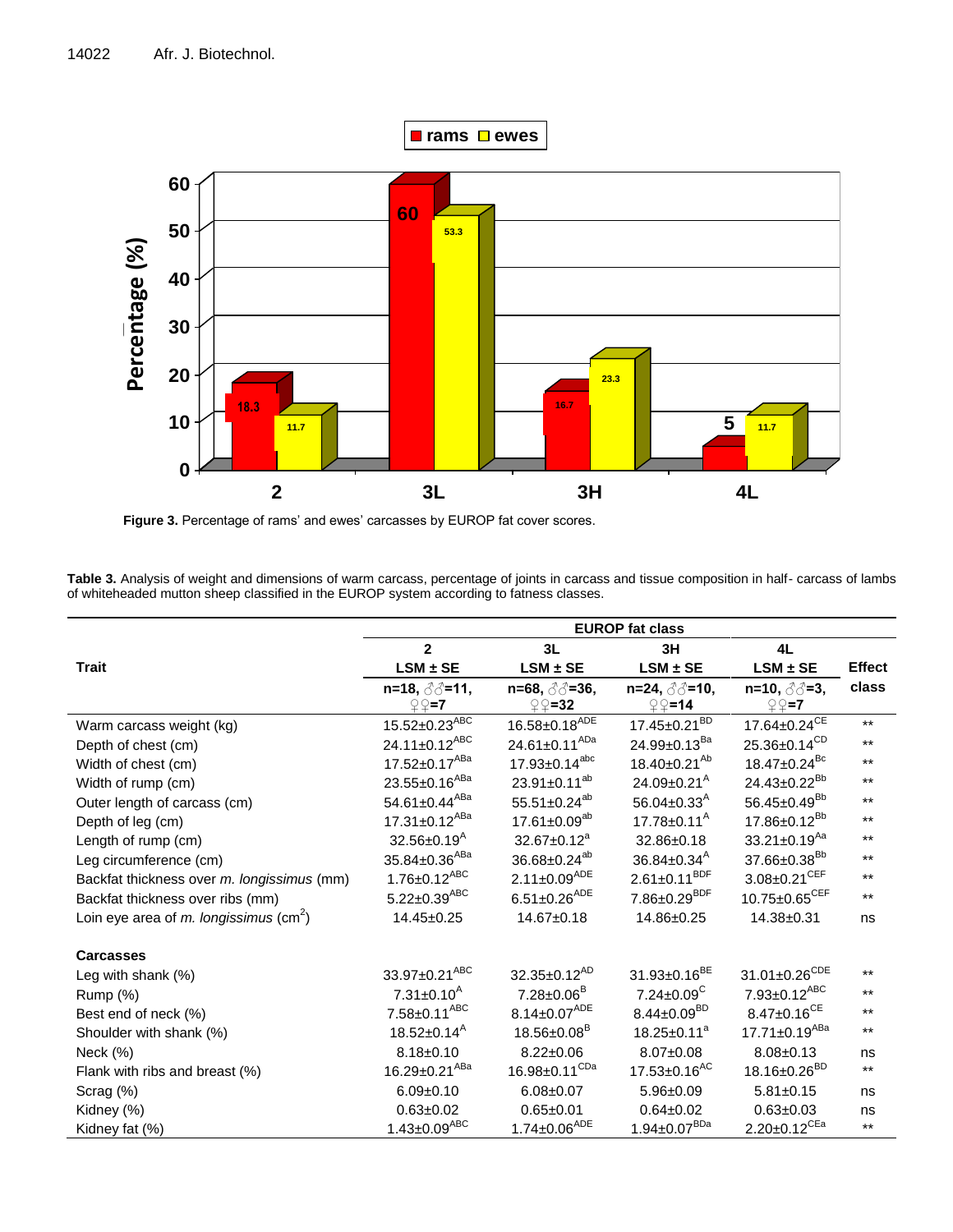Figure 3. Percentage of rams' and ewes' carcasses by EUROP fat cover scores.

**Table 3.** Analysis of weight and dimensions of warm carcass, percentage of joints in carcass and tissue composition in half- carcass of lambs of whiteheaded mutton sheep classified in the EUROP system according to fatness classes.

| Trait | EUROP fat class | | | | Effect class |
|---|---|---|---|---|---|
| | 2 | 3L | 3H | 4L | |
| | LSM ± SE | LSM ± SE | LSM ± SE | LSM ± SE | |
| | n=18, ♂♂=11, ♀♀=7 | n=68, ♂♂=36, ♀♀=32 | n=24, ♂♂=10, ♀♀=14 | n=10, ♂♂=3, ♀♀=7 | |
| Warm carcass weight (kg) | 15.52±0.23$^{ABC}$ | 16.58±0.18$^{ADE}$ | 17.45±0.21$^{BD}$ | 17.64±0.24$^{CE}$ | ** |
| Depth of chest (cm) | 24.11±0.12$^{ABC}$ | 24.61±0.11$^{ADa}$ | 24.99±0.13$^{Ba}$ | 25.36±0.14$^{CD}$ | ** |
| Width of chest (cm) | 17.52±0.17$^{ABa}$ | 17.93±0.14$^{abc}$ | 18.40±0.21$^{Ab}$ | 18.47±0.24$^{Bc}$ | ** |
| Width of rump (cm) | 23.55±0.16$^{ABa}$ | 23.91±0.11$^{ab}$ | 24.09±0.21$^{A}$ | 24.43±0.22$^{Bb}$ | ** |
| Outer length of carcass (cm) | 54.61±0.44$^{ABa}$ | 55.51±0.24$^{ab}$ | 56.04±0.33$^{A}$ | 56.45±0.49$^{Bb}$ | ** |
| Depth of leg (cm) | 17.31±0.12$^{ABa}$ | 17.61±0.09$^{ab}$ | 17.78±0.11$^{A}$ | 17.86±0.12$^{Bb}$ | ** |
| Length of rump (cm) | 32.56±0.19$^{A}$ | 32.67±0.12$^{a}$ | 32.86±0.18 | 33.21±0.19$^{Aa}$ | ** |
| Leg circumference (cm) | 35.84±0.36$^{ABa}$ | 36.68±0.24$^{ab}$ | 36.84±0.34$^{A}$ | 37.66±0.38$^{Bb}$ | ** |
| Backfat thickness over *m. longissimus* (mm) | 1.76±0.12$^{ABC}$ | 2.11±0.09$^{ADE}$ | 2.61±0.11$^{BDF}$ | 3.08±0.21$^{CEF}$ | ** |
| Backfat thickness over ribs (mm) | 5.22±0.39$^{ABC}$ | 6.51±0.26$^{ADE}$ | 7.86±0.29$^{BDF}$ | 10.75±0.65$^{CEF}$ | ** |
| Loin eye area of *m. longissimus* (cm$^2$) | 14.45±0.25 | 14.67±0.18 | 14.86±0.25 | 14.38±0.31 | ns |
| **Carcasses** | | | | | |
| Leg with shank (%) | 33.97±0.21$^{ABC}$ | 32.35±0.12$^{AD}$ | 31.93±0.16$^{BE}$ | 31.01±0.26$^{CDE}$ | ** |
| Rump (%) | 7.31±0.10$^{A}$ | 7.28±0.06$^{B}$ | 7.24±0.09$^{C}$ | 7.93±0.12$^{ABC}$ | ** |
| Best end of neck (%) | 7.58±0.11$^{ABC}$ | 8.14±0.07$^{ADE}$ | 8.44±0.09$^{BD}$ | 8.47±0.16$^{CE}$ | ** |
| Shoulder with shank (%) | 18.52±0.14$^{A}$ | 18.56±0.08$^{B}$ | 18.25±0.11$^{a}$ | 17.71±0.19$^{ABa}$ | ** |
| Neck (%) | 8.18±0.10 | 8.22±0.06 | 8.07±0.08 | 8.08±0.13 | ns |
| Flank with ribs and breast (%) | 16.29±0.21$^{ABa}$ | 16.98±0.11$^{CDa}$ | 17.53±0.16$^{AC}$ | 18.16±0.26$^{BD}$ | ** |
| Scrag (%) | 6.09±0.10 | 6.08±0.07 | 5.96±0.09 | 5.81±0.15 | ns |
| Kidney (%) | 0.63±0.02 | 0.65±0.01 | 0.64±0.02 | 0.63±0.03 | ns |
| Kidney fat (%) | 1.43±0.09$^{ABC}$ | 1.74±0.06$^{ADE}$ | 1.94±0.07$^{BDa}$ | 2.20±0.12$^{CEa}$ | ** |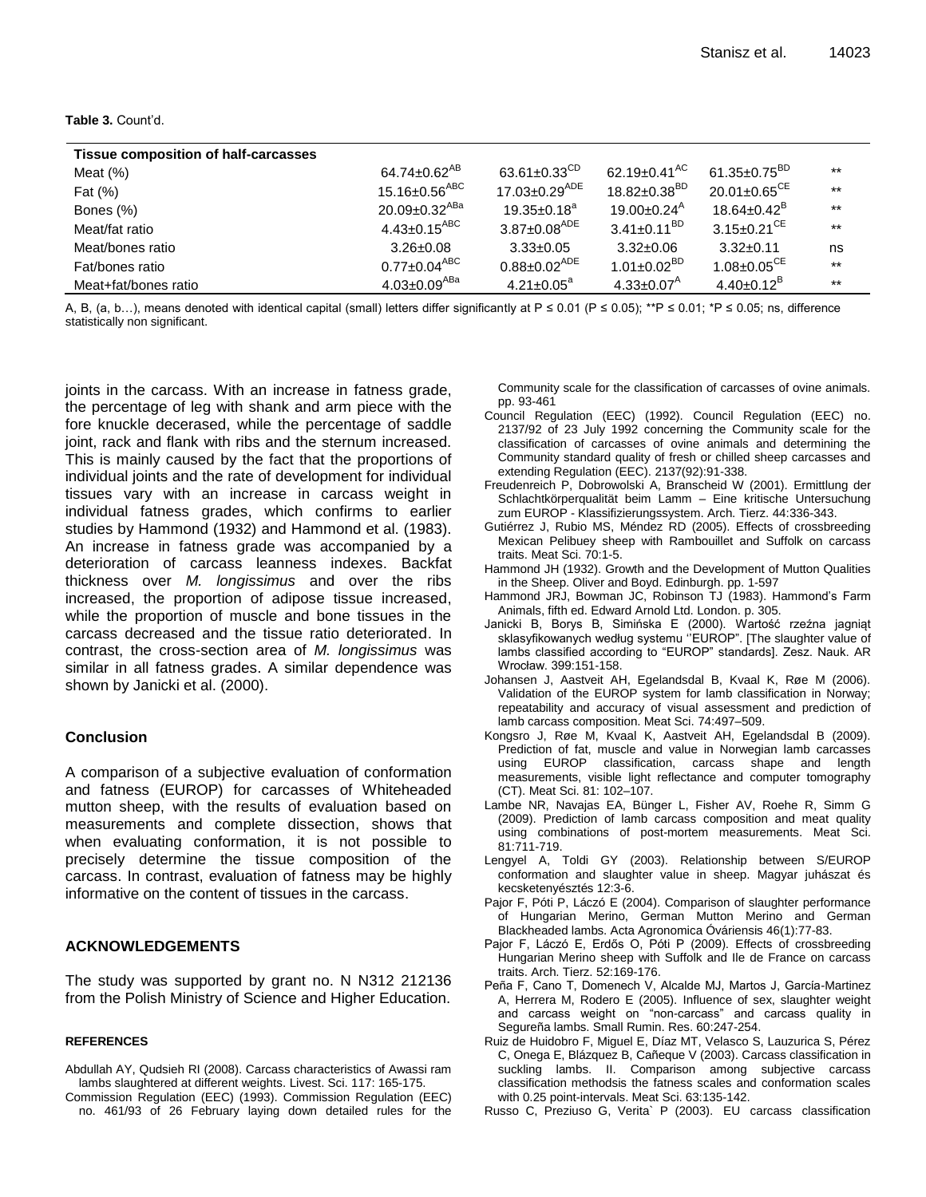**Table 3.** Count'd.

| Tissue composition of half-carcasses | | | | | |
|---|---|---|---|---|---|
| Meat (%) | 64.74±0.62$^{AB}$ | 63.61±0.33$^{CD}$ | 62.19±0.41$^{AC}$ | 61.35±0.75$^{BD}$ | ** |
| Fat (%) | 15.16±0.56$^{ABC}$ | 17.03±0.29$^{ADE}$ | 18.82±0.38$^{BD}$ | 20.01±0.65$^{CE}$ | ** |
| Bones (%) | 20.09±0.32$^{ABa}$ | 19.35±0.18$^{a}$ | 19.00±0.24$^{A}$ | 18.64±0.42$^{B}$ | ** |
| Meat/fat ratio | 4.43±0.15$^{ABC}$ | 3.87±0.08$^{ADE}$ | 3.41±0.11$^{BD}$ | 3.15±0.21$^{CE}$ | ** |
| Meat/bones ratio | 3.26±0.08 | 3.33±0.05 | 3.32±0.06 | 3.32±0.11 | ns |
| Fat/bones ratio | 0.77±0.04$^{ABC}$ | 0.88±0.02$^{ADE}$ | 1.01±0.02$^{BD}$ | 1.08±0.05$^{CE}$ | ** |
| Meat+fat/bones ratio | 4.03±0.09$^{ABa}$ | 4.21±0.05$^{a}$ | 4.33±0.07$^{A}$ | 4.40±0.12$^{B}$ | ** |

A, B, (a, b…), means denoted with identical capital (small) letters differ significantly at P ≤ 0.01 (P ≤ 0.05); **P ≤ 0.01; *P ≤ 0.05; ns, difference statistically non significant.

joints in the carcass. With an increase in fatness grade, the percentage of leg with shank and arm piece with the fore knuckle decerased, while the percentage of saddle joint, rack and flank with ribs and the sternum increased. This is mainly caused by the fact that the proportions of individual joints and the rate of development for individual tissues vary with an increase in carcass weight in individual fatness grades, which confirms to earlier studies by Hammond (1932) and Hammond et al. (1983). An increase in fatness grade was accompanied by a deterioration of carcass leanness indexes. Backfat thickness over *M. longissimus* and over the ribs increased, the proportion of adipose tissue increased, while the proportion of muscle and bone tissues in the carcass decreased and the tissue ratio deteriorated. In contrast, the cross-section area of *M. longissimus* was similar in all fatness grades. A similar dependence was shown by Janicki et al. (2000).

## Conclusion

A comparison of a subjective evaluation of conformation and fatness (EUROP) for carcasses of Whiteheaded mutton sheep, with the results of evaluation based on measurements and complete dissection, shows that when evaluating conformation, it is not possible to precisely determine the tissue composition of the carcass. In contrast, evaluation of fatness may be highly informative on the content of tissues in the carcass.

## ACKNOWLEDGEMENTS

The study was supported by grant no. N N312 212136 from the Polish Ministry of Science and Higher Education.

## REFERENCES

Abdullah AY, Qudsieh RI (2008). Carcass characteristics of Awassi ram lambs slaughtered at different weights. Livest. Sci. 117: 165-175.

Commission Regulation (EEC) (1993). Commission Regulation (EEC) no. 461/93 of 26 February laying down detailed rules for the Community scale for the classification of carcasses of ovine animals. pp. 93-461

Council Regulation (EEC) (1992). Council Regulation (EEC) no. 2137/92 of 23 July 1992 concerning the Community scale for the classification of carcasses of ovine animals and determining the Community standard quality of fresh or chilled sheep carcasses and extending Regulation (EEC). 2137(92):91-338.

Freudenreich P, Dobrowolski A, Branscheid W (2001). Ermittlung der Schlachtkörperqualität beim Lamm – Eine kritische Untersuchung zum EUROP - Klassifizierungssystem. Arch. Tierz. 44:336-343.

Gutiérrez J, Rubio MS, Méndez RD (2005). Effects of crossbreeding Mexican Pelibuey sheep with Rambouillet and Suffolk on carcass traits. Meat Sci. 70:1-5.

Hammond JH (1932). Growth and the Development of Mutton Qualities in the Sheep. Oliver and Boyd. Edinburgh. pp. 1-597

Hammond JRJ, Bowman JC, Robinson TJ (1983). Hammond's Farm Animals, fifth ed. Edward Arnold Ltd. London. p. 305.

Janicki B, Borys B, Simińska E (2000). Wartość rzeźna jagniąt sklasyfikowanych według systemu ''EUROP". [The slaughter value of lambs classified according to "EUROP" standards]. Zesz. Nauk. AR Wrocław. 399:151-158.

Johansen J, Aastveit AH, Egelandsdal B, Kvaal K, Røe M (2006). Validation of the EUROP system for lamb classification in Norway; repeatability and accuracy of visual assessment and prediction of lamb carcass composition. Meat Sci. 74:497–509.

Kongsro J, Røe M, Kvaal K, Aastveit AH, Egelandsdal B (2009). Prediction of fat, muscle and value in Norwegian lamb carcasses using EUROP classification, carcass shape and length measurements, visible light reflectance and computer tomography (CT). Meat Sci. 81: 102–107.

Lambe NR, Navajas EA, Bünger L, Fisher AV, Roehe R, Simm G (2009). Prediction of lamb carcass composition and meat quality using combinations of post-mortem measurements. Meat Sci. 81:711-719.

Lengyel A, Toldi GY (2003). Relationship between S/EUROP conformation and slaughter value in sheep. Magyar juhászat és kecsketenyésztés 12:3-6.

Pajor F, Póti P, Láczó E (2004). Comparison of slaughter performance of Hungarian Merino, German Mutton Merino and German Blackheaded lambs. Acta Agronomica Óváriensis 46(1):77-83.

Pajor F, Láczó E, Erdős O, Póti P (2009). Effects of crossbreeding Hungarian Merino sheep with Suffolk and Ile de France on carcass traits. Arch. Tierz. 52:169-176.

Peña F, Cano T, Domenech V, Alcalde MJ, Martos J, García-Martinez A, Herrera M, Rodero E (2005). Influence of sex, slaughter weight and carcass weight on "non-carcass" and carcass quality in Segureña lambs. Small Rumin. Res. 60:247-254.

Ruiz de Huidobro F, Miguel E, Díaz MT, Velasco S, Lauzurica S, Pérez C, Onega E, Blázquez B, Cañeque V (2003). Carcass classification in suckling lambs. II. Comparison among subjective carcass classification methodsis the fatness scales and conformation scales with 0.25 point-intervals. Meat Sci. 63:135-142.

Russo C, Preziuso G, Verita` P (2003). EU carcass classification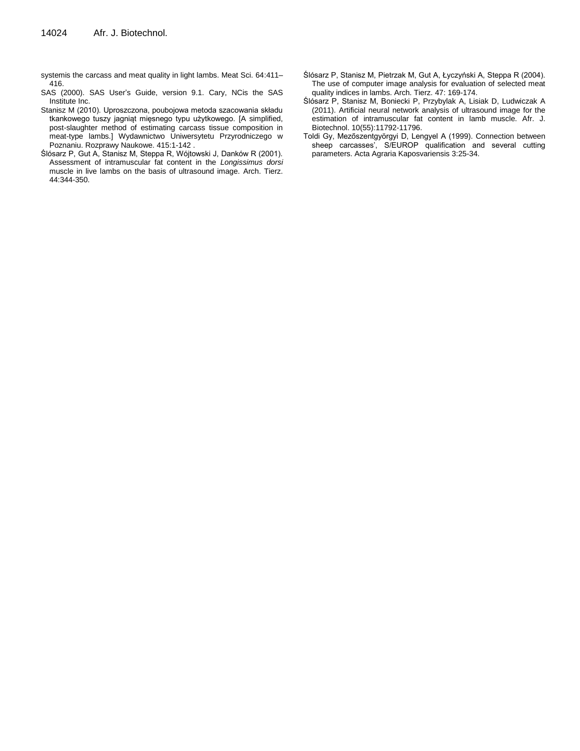systemis the carcass and meat quality in light lambs. Meat Sci. 64:411–416.

SAS (2000). SAS User's Guide, version 9.1. Cary, NCis the SAS Institute Inc.

Stanisz M (2010). Uproszczona, poubojowa metoda szacowania składu tkankowego tuszy jagniąt mięsnego typu użytkowego. [A simplified, post-slaughter method of estimating carcass tissue composition in meat-type lambs.] Wydawnictwo Uniwersytetu Przyrodniczego w Poznaniu. Rozprawy Naukowe. 415:1-142 .

Ślósarz P, Gut A, Stanisz M, Steppa R, Wójtowski J, Danków R (2001). Assessment of intramuscular fat content in the *Longissimus dorsi* muscle in live lambs on the basis of ultrasound image. Arch. Tierz. 44:344-350.

Ślósarz P, Stanisz M, Pietrzak M, Gut A, Łyczyński A, Steppa R (2004). The use of computer image analysis for evaluation of selected meat quality indices in lambs. Arch. Tierz. 47: 169-174.

Ślósarz P, Stanisz M, Boniecki P, Przybylak A, Lisiak D, Ludwiczak A (2011). Artificial neural network analysis of ultrasound image for the estimation of intramuscular fat content in lamb muscle. Afr. J. Biotechnol. 10(55):11792-11796.

Toldi Gy, Mezőszentgyörgyi D, Lengyel A (1999). Connection between sheep carcasses', S/EUROP qualification and several cutting parameters. Acta Agraria Kaposvariensis 3:25-34.